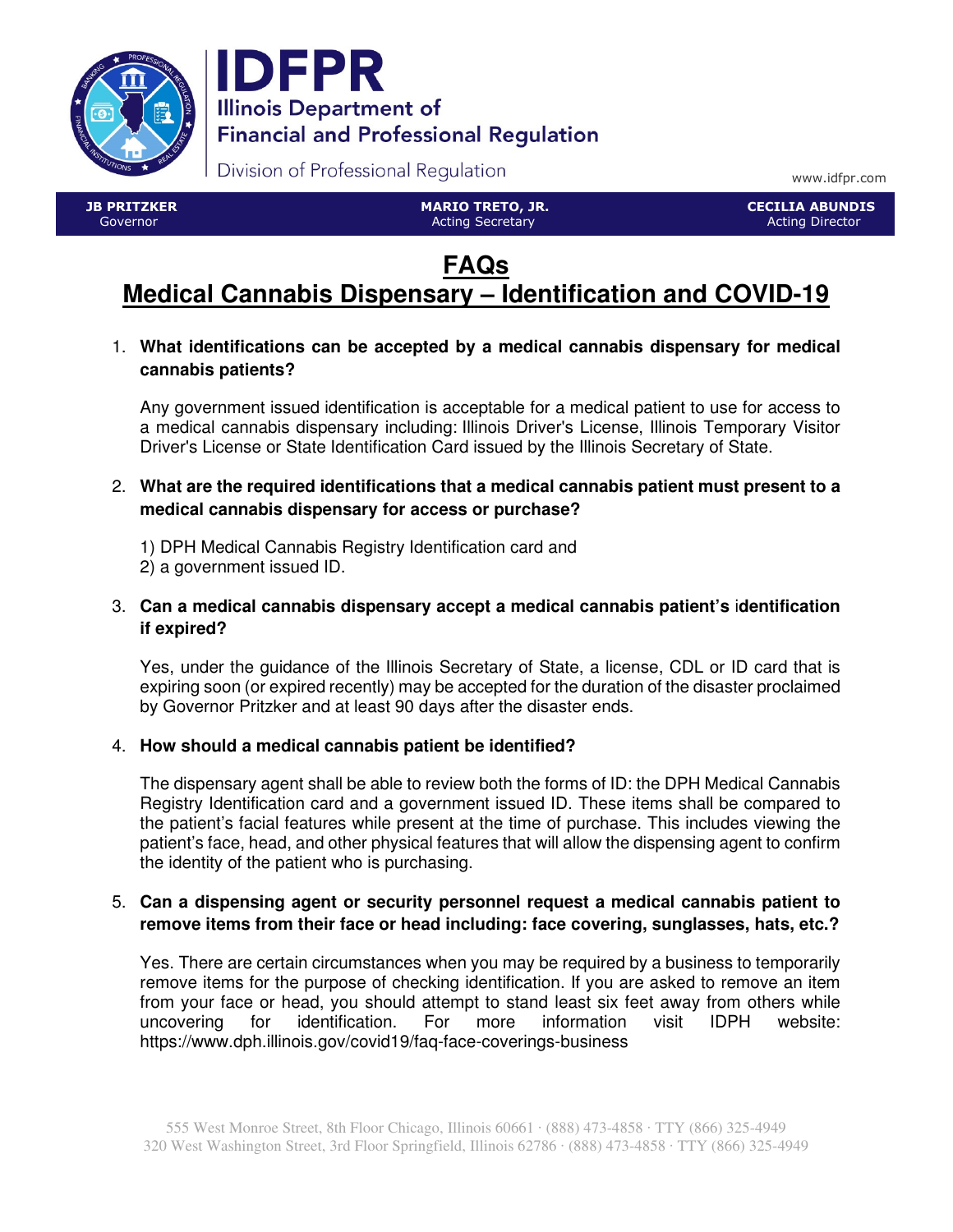# IDFPR

Illinois Department of Financial and Professional Regulation

Division of Professional Regulation

www.idfpr.com

| **JB PRITZKER** Governor | **MARIO TRETO, JR.** Acting Secretary | **CECILIA ABUNDIS** Acting Director |
|---|---|---|

# FAQs
# Medical Cannabis Dispensary – Identification and COVID-19

1. **What identifications can be accepted by a medical cannabis dispensary for medical cannabis patients?**

   Any government issued identification is acceptable for a medical patient to use for access to a medical cannabis dispensary including: Illinois Driver's License, Illinois Temporary Visitor Driver's License or State Identification Card issued by the Illinois Secretary of State.

2. **What are the required identifications that a medical cannabis patient must present to a medical cannabis dispensary for access or purchase?**

   1) DPH Medical Cannabis Registry Identification card and
   2) a government issued ID.

3. **Can a medical cannabis dispensary accept a medical cannabis patient's identification if expired?**

   Yes, under the guidance of the Illinois Secretary of State, a license, CDL or ID card that is expiring soon (or expired recently) may be accepted for the duration of the disaster proclaimed by Governor Pritzker and at least 90 days after the disaster ends.

4. **How should a medical cannabis patient be identified?**

   The dispensary agent shall be able to review both the forms of ID: the DPH Medical Cannabis Registry Identification card and a government issued ID. These items shall be compared to the patient's facial features while present at the time of purchase. This includes viewing the patient's face, head, and other physical features that will allow the dispensing agent to confirm the identity of the patient who is purchasing.

5. **Can a dispensing agent or security personnel request a medical cannabis patient to remove items from their face or head including: face covering, sunglasses, hats, etc.?**

   Yes. There are certain circumstances when you may be required by a business to temporarily remove items for the purpose of checking identification. If you are asked to remove an item from your face or head, you should attempt to stand least six feet away from others while uncovering for identification. For more information visit IDPH website: https://www.dph.illinois.gov/covid19/faq-face-coverings-business

555 West Monroe Street, 8th Floor Chicago, Illinois 60661 · (888) 473-4858 · TTY (866) 325-4949
320 West Washington Street, 3rd Floor Springfield, Illinois 62786 · (888) 473-4858 · TTY (866) 325-4949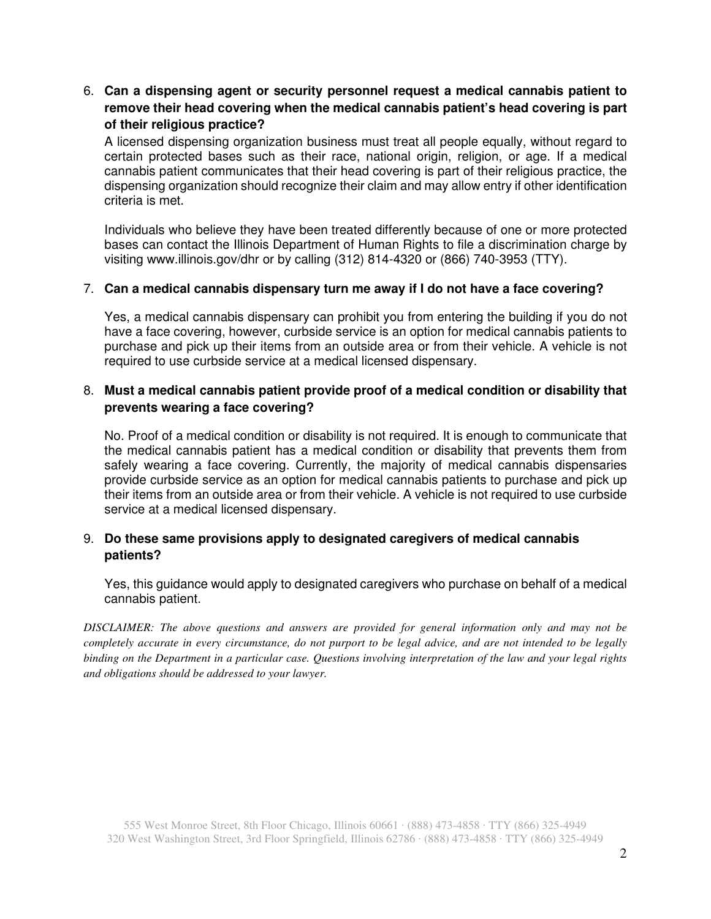6. **Can a dispensing agent or security personnel request a medical cannabis patient to remove their head covering when the medical cannabis patient's head covering is part of their religious practice?**

   A licensed dispensing organization business must treat all people equally, without regard to certain protected bases such as their race, national origin, religion, or age. If a medical cannabis patient communicates that their head covering is part of their religious practice, the dispensing organization should recognize their claim and may allow entry if other identification criteria is met.

   Individuals who believe they have been treated differently because of one or more protected bases can contact the Illinois Department of Human Rights to file a discrimination charge by visiting www.illinois.gov/dhr or by calling (312) 814-4320 or (866) 740-3953 (TTY).

7. **Can a medical cannabis dispensary turn me away if I do not have a face covering?**

   Yes, a medical cannabis dispensary can prohibit you from entering the building if you do not have a face covering, however, curbside service is an option for medical cannabis patients to purchase and pick up their items from an outside area or from their vehicle. A vehicle is not required to use curbside service at a medical licensed dispensary.

8. **Must a medical cannabis patient provide proof of a medical condition or disability that prevents wearing a face covering?**

   No. Proof of a medical condition or disability is not required. It is enough to communicate that the medical cannabis patient has a medical condition or disability that prevents them from safely wearing a face covering. Currently, the majority of medical cannabis dispensaries provide curbside service as an option for medical cannabis patients to purchase and pick up their items from an outside area or from their vehicle. A vehicle is not required to use curbside service at a medical licensed dispensary.

9. **Do these same provisions apply to designated caregivers of medical cannabis patients?**

   Yes, this guidance would apply to designated caregivers who purchase on behalf of a medical cannabis patient.

*DISCLAIMER: The above questions and answers are provided for general information only and may not be completely accurate in every circumstance, do not purport to be legal advice, and are not intended to be legally binding on the Department in a particular case. Questions involving interpretation of the law and your legal rights and obligations should be addressed to your lawyer.*

555 West Monroe Street, 8th Floor Chicago, Illinois 60661 · (888) 473-4858 · TTY (866) 325-4949
320 West Washington Street, 3rd Floor Springfield, Illinois 62786 · (888) 473-4858 · TTY (866) 325-4949